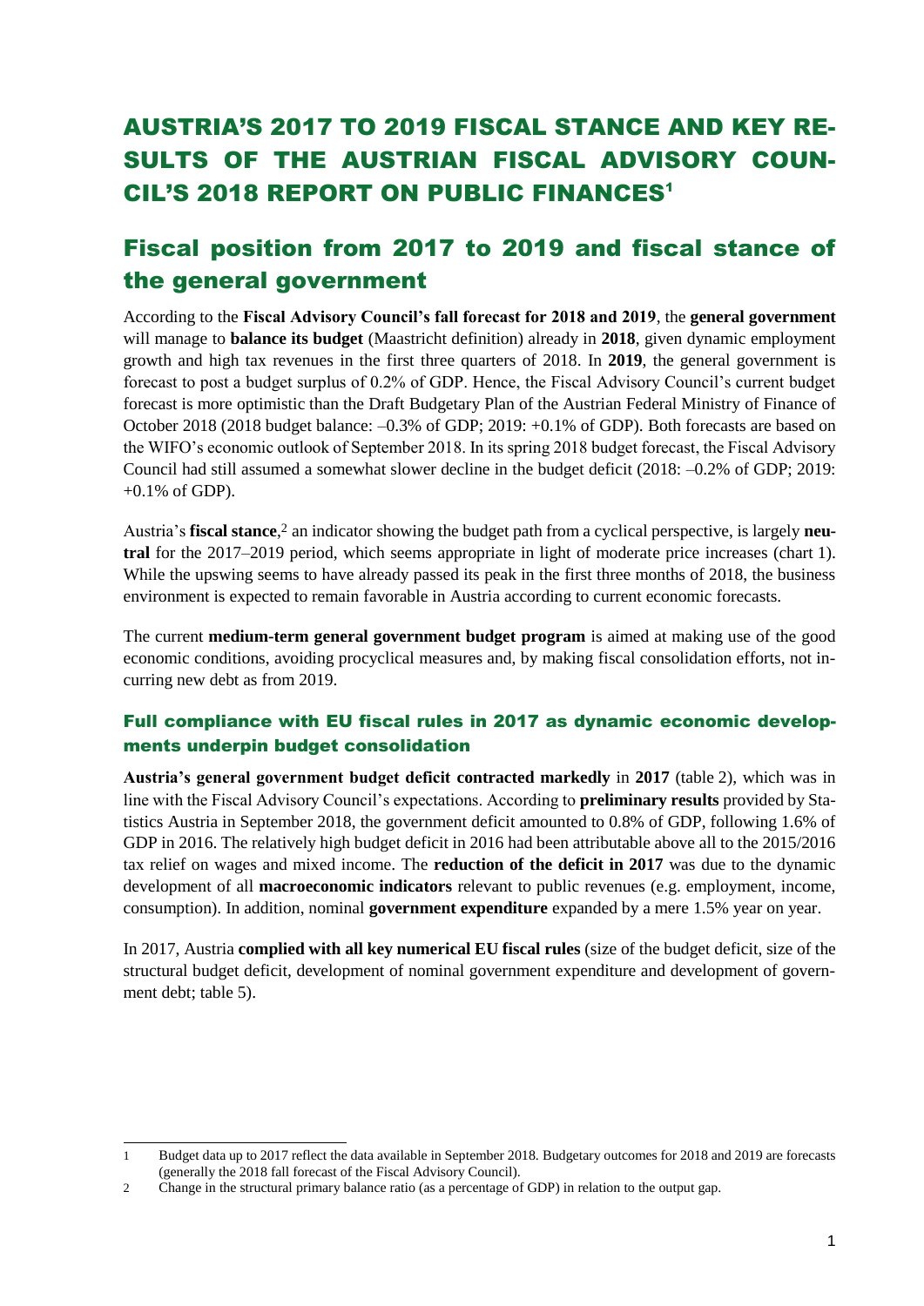# AUSTRIA'S 2017 TO 2019 FISCAL STANCE AND KEY RESULTS OF THE AUSTRIAN FISCAL ADVISORY COUNCIL'S 2018 REPORT ON PUBLIC FINANCES[1]

## Fiscal position from 2017 to 2019 and fiscal stance of the general government

According to the **Fiscal Advisory Council's fall forecast for 2018 and 2019**, the **general government** will manage to **balance its budget** (Maastricht definition) already in **2018**, given dynamic employment growth and high tax revenues in the first three quarters of 2018. In **2019**, the general government is forecast to post a budget surplus of 0.2% of GDP. Hence, the Fiscal Advisory Council's current budget forecast is more optimistic than the Draft Budgetary Plan of the Austrian Federal Ministry of Finance of October 2018 (2018 budget balance: –0.3% of GDP; 2019: +0.1% of GDP). Both forecasts are based on the WIFO's economic outlook of September 2018. In its spring 2018 budget forecast, the Fiscal Advisory Council had still assumed a somewhat slower decline in the budget deficit (2018: –0.2% of GDP; 2019: +0.1% of GDP).

Austria's **fiscal stance**,[2] an indicator showing the budget path from a cyclical perspective, is largely **neutral** for the 2017–2019 period, which seems appropriate in light of moderate price increases (chart 1). While the upswing seems to have already passed its peak in the first three months of 2018, the business environment is expected to remain favorable in Austria according to current economic forecasts.

The current **medium-term general government budget program** is aimed at making use of the good economic conditions, avoiding procyclical measures and, by making fiscal consolidation efforts, not incurring new debt as from 2019.

### Full compliance with EU fiscal rules in 2017 as dynamic economic developments underpin budget consolidation

**Austria's general government budget deficit contracted markedly** in **2017** (table 2), which was in line with the Fiscal Advisory Council's expectations. According to **preliminary results** provided by Statistics Austria in September 2018, the government deficit amounted to 0.8% of GDP, following 1.6% of GDP in 2016. The relatively high budget deficit in 2016 had been attributable above all to the 2015/2016 tax relief on wages and mixed income. The **reduction of the deficit in 2017** was due to the dynamic development of all **macroeconomic indicators** relevant to public revenues (e.g. employment, income, consumption). In addition, nominal **government expenditure** expanded by a mere 1.5% year on year.

In 2017, Austria **complied with all key numerical EU fiscal rules** (size of the budget deficit, size of the structural budget deficit, development of nominal government expenditure and development of government debt; table 5).

---

1 Budget data up to 2017 reflect the data available in September 2018. Budgetary outcomes for 2018 and 2019 are forecasts (generally the 2018 fall forecast of the Fiscal Advisory Council).

2 Change in the structural primary balance ratio (as a percentage of GDP) in relation to the output gap.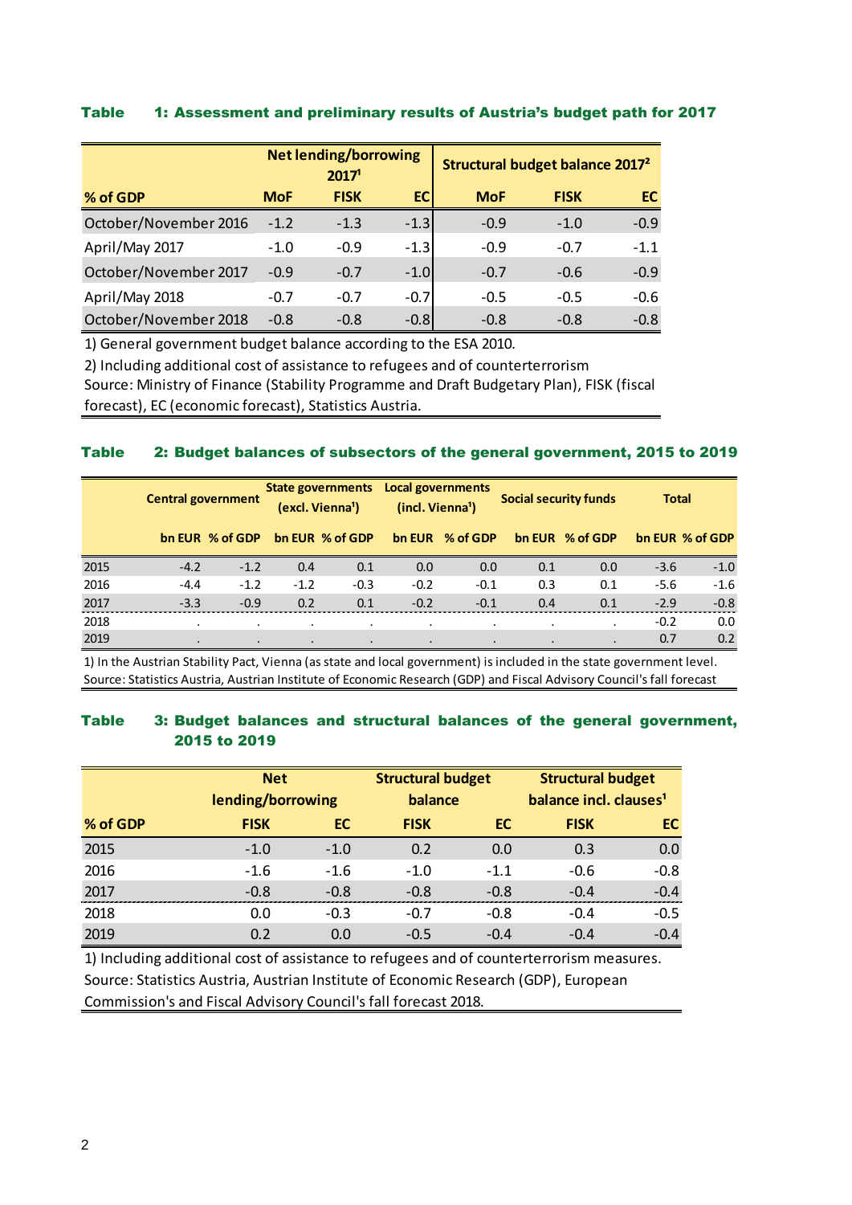**Table 1: Assessment and preliminary results of Austria's budget path for 2017**

| % of GDP | Net lending/borrowing 2017[1] | | | Structural budget balance 2017[2] | | |
|---|---|---|---|---|---|---|
| | MoF | FISK | EC | MoF | FISK | EC |
| October/November 2016 | -1.2 | -1.3 | -1.3 | -0.9 | -1.0 | -0.9 |
| April/May 2017 | -1.0 | -0.9 | -1.3 | -0.9 | -0.7 | -1.1 |
| October/November 2017 | -0.9 | -0.7 | -1.0 | -0.7 | -0.6 | -0.9 |
| April/May 2018 | -0.7 | -0.7 | -0.7 | -0.5 | -0.5 | -0.6 |
| October/November 2018 | -0.8 | -0.8 | -0.8 | -0.8 | -0.8 | -0.8 |

1) General government budget balance according to the ESA 2010.
2) Including additional cost of assistance to refugees and of counterterrorism
Source: Ministry of Finance (Stability Programme and Draft Budgetary Plan), FISK (fiscal forecast), EC (economic forecast), Statistics Austria.

**Table 2: Budget balances of subsectors of the general government, 2015 to 2019**

| | Central government | | State governments (excl. Vienna[1]) | | Local governments (incl. Vienna[1]) | | Social security funds | | Total | |
|---|---|---|---|---|---|---|---|---|---|---|
| | bn EUR | % of GDP | bn EUR | % of GDP | bn EUR | % of GDP | bn EUR | % of GDP | bn EUR | % of GDP |
| 2015 | -4.2 | -1.2 | 0.4 | 0.1 | 0.0 | 0.0 | 0.1 | 0.0 | -3.6 | -1.0 |
| 2016 | -4.4 | -1.2 | -1.2 | -0.3 | -0.2 | -0.1 | 0.3 | 0.1 | -5.6 | -1.6 |
| 2017 | -3.3 | -0.9 | 0.2 | 0.1 | -0.2 | -0.1 | 0.4 | 0.1 | -2.9 | -0.8 |
| 2018 | . | . | . | . | . | . | . | . | -0.2 | 0.0 |
| 2019 | . | . | . | . | . | . | . | . | 0.7 | 0.2 |

1) In the Austrian Stability Pact, Vienna (as state and local government) is included in the state government level.
Source: Statistics Austria, Austrian Institute of Economic Research (GDP) and Fiscal Advisory Council's fall forecast

**Table 3: Budget balances and structural balances of the general government, 2015 to 2019**

| % of GDP | Net lending/borrowing | | Structural budget balance | | Structural budget balance incl. clauses[1] | |
|---|---|---|---|---|---|---|
| | FISK | EC | FISK | EC | FISK | EC |
| 2015 | -1.0 | -1.0 | 0.2 | 0.0 | 0.3 | 0.0 |
| 2016 | -1.6 | -1.6 | -1.0 | -1.1 | -0.6 | -0.8 |
| 2017 | -0.8 | -0.8 | -0.8 | -0.8 | -0.4 | -0.4 |
| 2018 | 0.0 | -0.3 | -0.7 | -0.8 | -0.4 | -0.5 |
| 2019 | 0.2 | 0.0 | -0.5 | -0.4 | -0.4 | -0.4 |

1) Including additional cost of assistance to refugees and of counterterrorism measures.
Source: Statistics Austria, Austrian Institute of Economic Research (GDP), European Commission's and Fiscal Advisory Council's fall forecast 2018.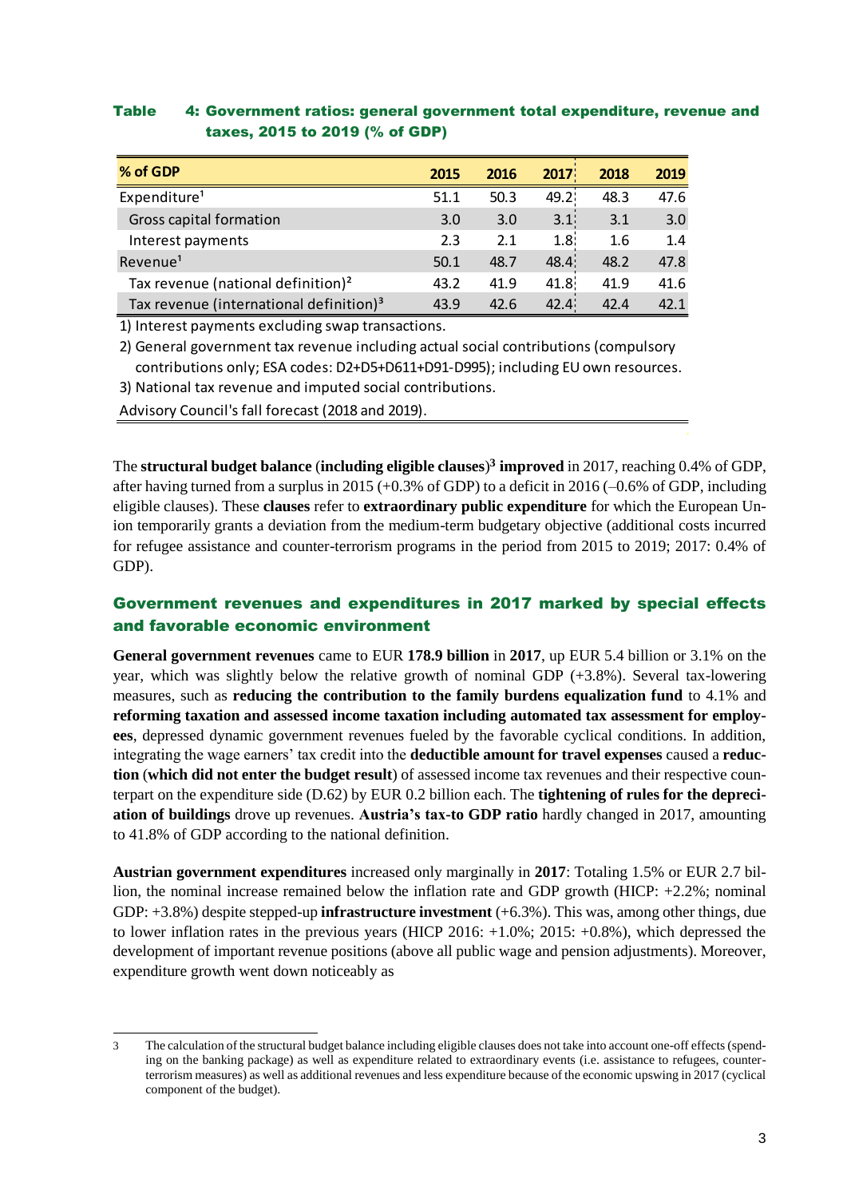**Table 4: Government ratios: general government total expenditure, revenue and taxes, 2015 to 2019 (% of GDP)**

| % of GDP | 2015 | 2016 | 2017 | 2018 | 2019 |
|---|---|---|---|---|---|
| Expenditure[1] | 51.1 | 50.3 | 49.2 | 48.3 | 47.6 |
| Gross capital formation | 3.0 | 3.0 | 3.1 | 3.1 | 3.0 |
| Interest payments | 2.3 | 2.1 | 1.8 | 1.6 | 1.4 |
| Revenue[1] | 50.1 | 48.7 | 48.4 | 48.2 | 47.8 |
| Tax revenue (national definition)[2] | 43.2 | 41.9 | 41.8 | 41.9 | 41.6 |
| Tax revenue (international definition)[3] | 43.9 | 42.6 | 42.4 | 42.4 | 42.1 |

1) Interest payments excluding swap transactions.

2) General government tax revenue including actual social contributions (compulsory contributions only; ESA codes: D2+D5+D611+D91-D995); including EU own resources.

3) National tax revenue and imputed social contributions.

Advisory Council's fall forecast (2018 and 2019).

The **structural budget balance** (**including eligible clauses**)[3] **improved** in 2017, reaching 0.4% of GDP, after having turned from a surplus in 2015 (+0.3% of GDP) to a deficit in 2016 (–0.6% of GDP, including eligible clauses). These **clauses** refer to **extraordinary public expenditure** for which the European Union temporarily grants a deviation from the medium-term budgetary objective (additional costs incurred for refugee assistance and counter-terrorism programs in the period from 2015 to 2019; 2017: 0.4% of GDP).

## Government revenues and expenditures in 2017 marked by special effects and favorable economic environment

**General government revenues** came to EUR **178.9 billion** in **2017**, up EUR 5.4 billion or 3.1% on the year, which was slightly below the relative growth of nominal GDP (+3.8%). Several tax-lowering measures, such as **reducing the contribution to the family burdens equalization fund** to 4.1% and **reforming taxation and assessed income taxation including automated tax assessment for employees**, depressed dynamic government revenues fueled by the favorable cyclical conditions. In addition, integrating the wage earners' tax credit into the **deductible amount for travel expenses** caused a **reduction** (**which did not enter the budget result**) of assessed income tax revenues and their respective counterpart on the expenditure side (D.62) by EUR 0.2 billion each. The **tightening of rules for the depreciation of buildings** drove up revenues. **Austria's tax-to GDP ratio** hardly changed in 2017, amounting to 41.8% of GDP according to the national definition.

**Austrian government expenditures** increased only marginally in **2017**: Totaling 1.5% or EUR 2.7 billion, the nominal increase remained below the inflation rate and GDP growth (HICP: +2.2%; nominal GDP: +3.8%) despite stepped-up **infrastructure investment** (+6.3%). This was, among other things, due to lower inflation rates in the previous years (HICP 2016: +1.0%; 2015: +0.8%), which depressed the development of important revenue positions (above all public wage and pension adjustments). Moreover, expenditure growth went down noticeably as

3 The calculation of the structural budget balance including eligible clauses does not take into account one-off effects (spending on the banking package) as well as expenditure related to extraordinary events (i.e. assistance to refugees, counter-terrorism measures) as well as additional revenues and less expenditure because of the economic upswing in 2017 (cyclical component of the budget).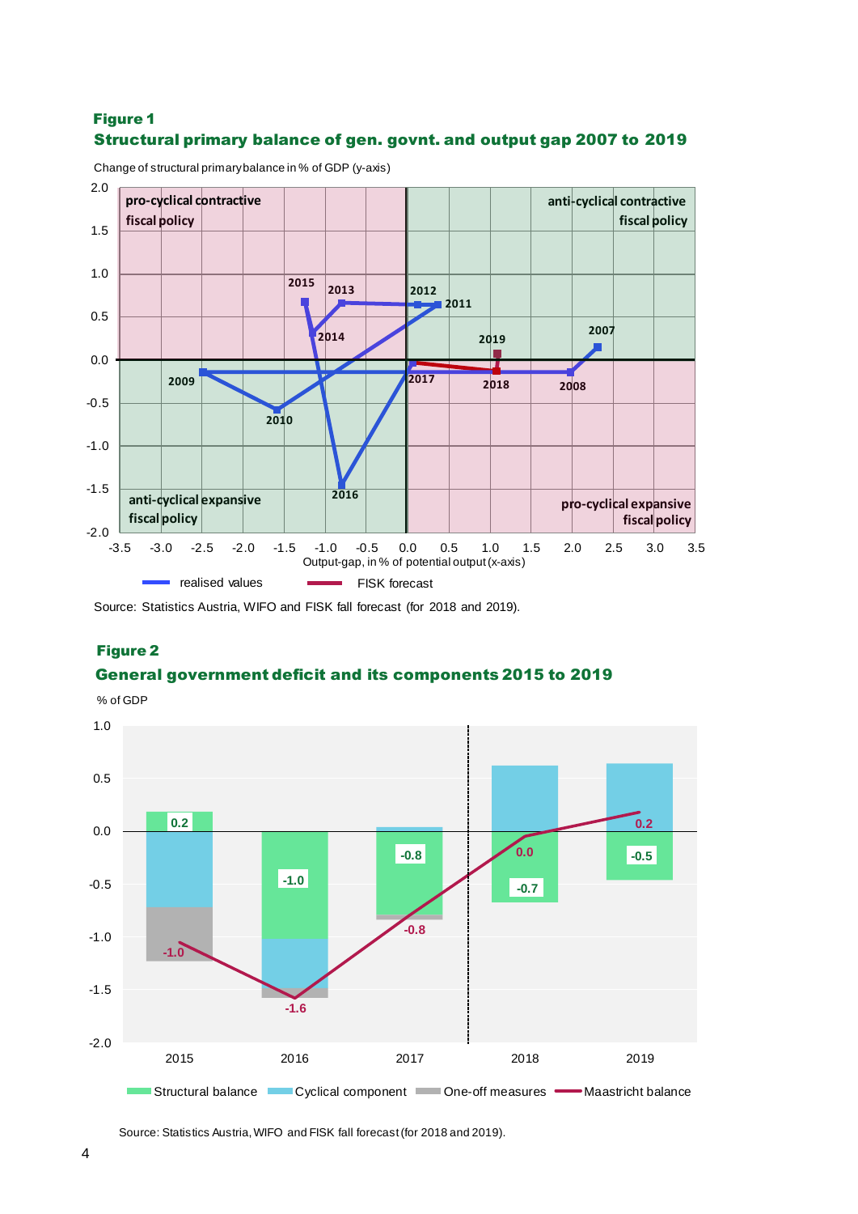**Figure 1**

**Structural primary balance of gen. govnt. and output gap 2007 to 2019**

Change of structural primary balance in % of GDP (y-axis)

Output-gap, in % of potential output (x-axis)

Source: Statistics Austria, WIFO and FISK fall forecast (for 2018 and 2019).

**Figure 2**

**General government deficit and its components 2015 to 2019**

% of GDP

Source: Statistics Austria, WIFO and FISK fall forecast (for 2018 and 2019).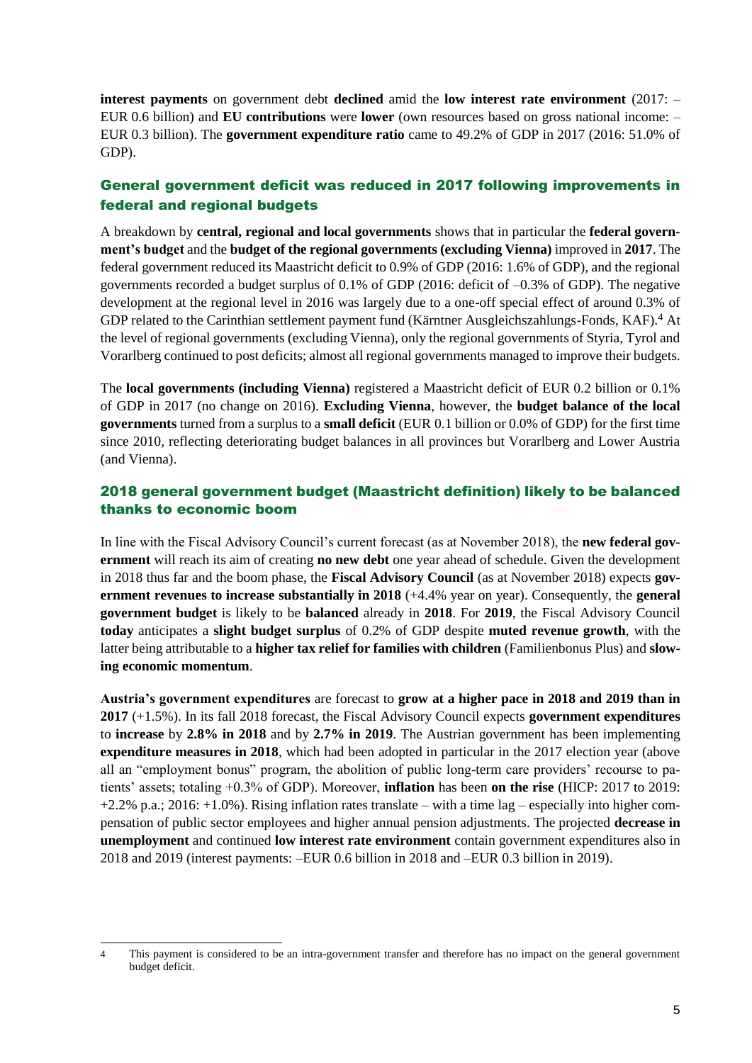**interest payments** on government debt **declined** amid the **low interest rate environment** (2017: –EUR 0.6 billion) and **EU contributions** were **lower** (own resources based on gross national income: –EUR 0.3 billion). The **government expenditure ratio** came to 49.2% of GDP in 2017 (2016: 51.0% of GDP).

## General government deficit was reduced in 2017 following improvements in federal and regional budgets

A breakdown by **central, regional and local governments** shows that in particular the **federal government's budget** and the **budget of the regional governments (excluding Vienna)** improved in **2017**. The federal government reduced its Maastricht deficit to 0.9% of GDP (2016: 1.6% of GDP), and the regional governments recorded a budget surplus of 0.1% of GDP (2016: deficit of –0.3% of GDP). The negative development at the regional level in 2016 was largely due to a one-off special effect of around 0.3% of GDP related to the Carinthian settlement payment fund (Kärntner Ausgleichszahlungs-Fonds, KAF).[4] At the level of regional governments (excluding Vienna), only the regional governments of Styria, Tyrol and Vorarlberg continued to post deficits; almost all regional governments managed to improve their budgets.

The **local governments (including Vienna)** registered a Maastricht deficit of EUR 0.2 billion or 0.1% of GDP in 2017 (no change on 2016). **Excluding Vienna**, however, the **budget balance of the local governments** turned from a surplus to a **small deficit** (EUR 0.1 billion or 0.0% of GDP) for the first time since 2010, reflecting deteriorating budget balances in all provinces but Vorarlberg and Lower Austria (and Vienna).

## 2018 general government budget (Maastricht definition) likely to be balanced thanks to economic boom

In line with the Fiscal Advisory Council's current forecast (as at November 2018), the **new federal government** will reach its aim of creating **no new debt** one year ahead of schedule. Given the development in 2018 thus far and the boom phase, the **Fiscal Advisory Council** (as at November 2018) expects **government revenues to increase substantially in 2018** (+4.4% year on year). Consequently, the **general government budget** is likely to be **balanced** already in **2018**. For **2019**, the Fiscal Advisory Council **today** anticipates a **slight budget surplus** of 0.2% of GDP despite **muted revenue growth**, with the latter being attributable to a **higher tax relief for families with children** (Familienbonus Plus) and **slowing economic momentum**.

**Austria's government expenditures** are forecast to **grow at a higher pace in 2018 and 2019 than in 2017** (+1.5%). In its fall 2018 forecast, the Fiscal Advisory Council expects **government expenditures** to **increase** by **2.8% in 2018** and by **2.7% in 2019**. The Austrian government has been implementing **expenditure measures in 2018**, which had been adopted in particular in the 2017 election year (above all an "employment bonus" program, the abolition of public long-term care providers' recourse to patients' assets; totaling +0.3% of GDP). Moreover, **inflation** has been **on the rise** (HICP: 2017 to 2019: +2.2% p.a.; 2016: +1.0%). Rising inflation rates translate – with a time lag – especially into higher compensation of public sector employees and higher annual pension adjustments. The projected **decrease in unemployment** and continued **low interest rate environment** contain government expenditures also in 2018 and 2019 (interest payments: –EUR 0.6 billion in 2018 and –EUR 0.3 billion in 2019).

---

[4] This payment is considered to be an intra-government transfer and therefore has no impact on the general government budget deficit.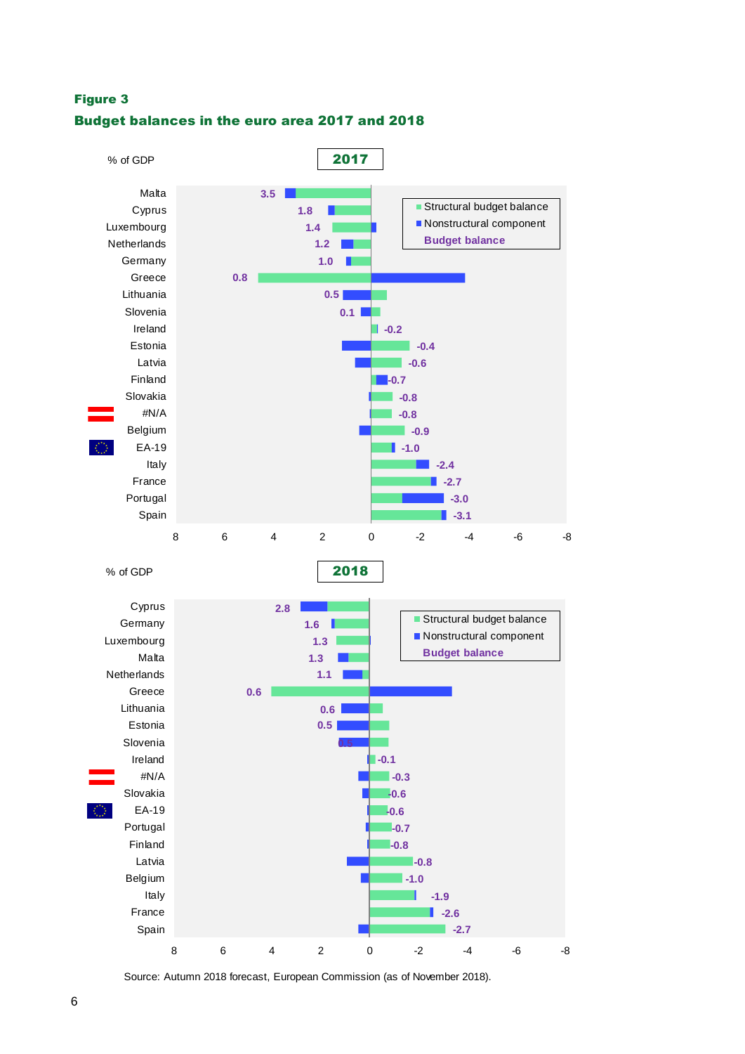**Figure 3**

**Budget balances in the euro area 2017 and 2018**

% of GDP

**2017**

| Country | Budget balance |
|---|---|
| Malta | 3.5 |
| Cyprus | 1.8 |
| Luxembourg | 1.4 |
| Netherlands | 1.2 |
| Germany | 1.0 |
| Greece | 0.8 |
| Lithuania | 0.5 |
| Slovenia | 0.1 |
| Ireland | -0.2 |
| Estonia | -0.4 |
| Latvia | -0.6 |
| Finland | -0.7 |
| Slovakia | -0.8 |
| #N/A | -0.8 |
| Belgium | -0.9 |
| EA-19 | -1.0 |
| Italy | -2.4 |
| France | -2.7 |
| Portugal | -3.0 |
| Spain | -3.1 |

Legend: Structural budget balance; Nonstructural component; **Budget balance**

% of GDP

**2018**

| Country | Budget balance |
|---|---|
| Cyprus | 2.8 |
| Germany | 1.6 |
| Luxembourg | 1.3 |
| Malta | 1.3 |
| Netherlands | 1.1 |
| Greece | 0.6 |
| Lithuania | 0.6 |
| Estonia | 0.5 |
| Slovenia | 0.5 |
| Ireland | -0.1 |
| #N/A | -0.3 |
| Slovakia | -0.6 |
| EA-19 | -0.6 |
| Portugal | -0.7 |
| Finland | -0.8 |
| Latvia | -0.8 |
| Belgium | -1.0 |
| Italy | -1.9 |
| France | -2.6 |
| Spain | -2.7 |

Legend: Structural budget balance; Nonstructural component; **Budget balance**

Source: Autumn 2018 forecast, European Commission (as of November 2018).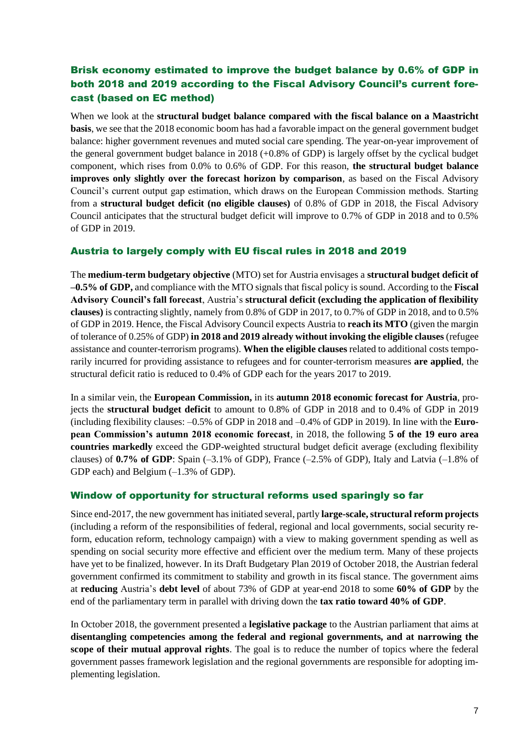## Brisk economy estimated to improve the budget balance by 0.6% of GDP in both 2018 and 2019 according to the Fiscal Advisory Council's current forecast (based on EC method)

When we look at the **structural budget balance compared with the fiscal balance on a Maastricht basis**, we see that the 2018 economic boom has had a favorable impact on the general government budget balance: higher government revenues and muted social care spending. The year-on-year improvement of the general government budget balance in 2018 (+0.8% of GDP) is largely offset by the cyclical budget component, which rises from 0.0% to 0.6% of GDP. For this reason, **the structural budget balance improves only slightly over the forecast horizon by comparison**, as based on the Fiscal Advisory Council's current output gap estimation, which draws on the European Commission methods. Starting from a **structural budget deficit (no eligible clauses)** of 0.8% of GDP in 2018, the Fiscal Advisory Council anticipates that the structural budget deficit will improve to 0.7% of GDP in 2018 and to 0.5% of GDP in 2019.

## Austria to largely comply with EU fiscal rules in 2018 and 2019

The **medium-term budgetary objective** (MTO) set for Austria envisages a **structural budget deficit of –0.5% of GDP,** and compliance with the MTO signals that fiscal policy is sound. According to the **Fiscal Advisory Council's fall forecast**, Austria's **structural deficit (excluding the application of flexibility clauses)** is contracting slightly, namely from 0.8% of GDP in 2017, to 0.7% of GDP in 2018, and to 0.5% of GDP in 2019. Hence, the Fiscal Advisory Council expects Austria to **reach its MTO** (given the margin of tolerance of 0.25% of GDP) **in 2018 and 2019 already without invoking the eligible clauses** (refugee assistance and counter-terrorism programs). **When the eligible clauses** related to additional costs temporarily incurred for providing assistance to refugees and for counter-terrorism measures **are applied**, the structural deficit ratio is reduced to 0.4% of GDP each for the years 2017 to 2019.

In a similar vein, the **European Commission,** in its **autumn 2018 economic forecast for Austria**, projects the **structural budget deficit** to amount to 0.8% of GDP in 2018 and to 0.4% of GDP in 2019 (including flexibility clauses: –0.5% of GDP in 2018 and –0.4% of GDP in 2019). In line with the **European Commission's autumn 2018 economic forecast**, in 2018, the following **5 of the 19 euro area countries markedly** exceed the GDP-weighted structural budget deficit average (excluding flexibility clauses) of **0.7% of GDP**: Spain (–3.1% of GDP), France (–2.5% of GDP), Italy and Latvia (–1.8% of GDP each) and Belgium (–1.3% of GDP).

## Window of opportunity for structural reforms used sparingly so far

Since end-2017, the new government has initiated several, partly **large-scale, structural reform projects** (including a reform of the responsibilities of federal, regional and local governments, social security reform, education reform, technology campaign) with a view to making government spending as well as spending on social security more effective and efficient over the medium term. Many of these projects have yet to be finalized, however. In its Draft Budgetary Plan 2019 of October 2018, the Austrian federal government confirmed its commitment to stability and growth in its fiscal stance. The government aims at **reducing** Austria's **debt level** of about 73% of GDP at year-end 2018 to some **60% of GDP** by the end of the parliamentary term in parallel with driving down the **tax ratio toward 40% of GDP**.

In October 2018, the government presented a **legislative package** to the Austrian parliament that aims at **disentangling competencies among the federal and regional governments, and at narrowing the scope of their mutual approval rights**. The goal is to reduce the number of topics where the federal government passes framework legislation and the regional governments are responsible for adopting implementing legislation.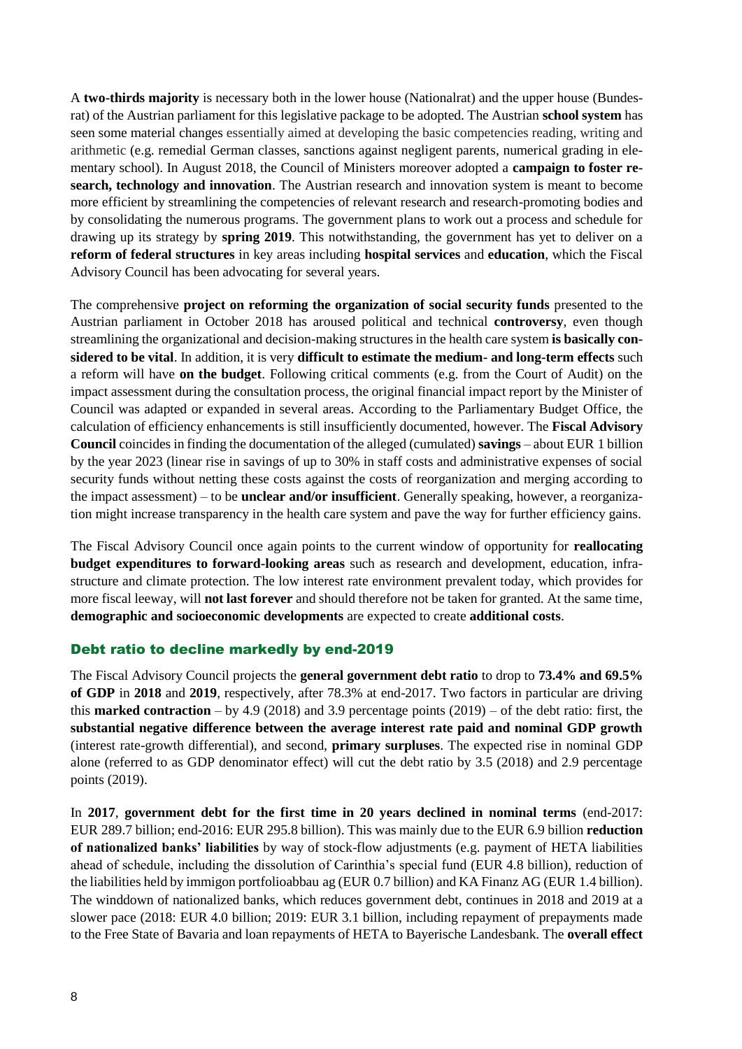A **two-thirds majority** is necessary both in the lower house (Nationalrat) and the upper house (Bundesrat) of the Austrian parliament for this legislative package to be adopted. The Austrian **school system** has seen some material changes essentially aimed at developing the basic competencies reading, writing and arithmetic (e.g. remedial German classes, sanctions against negligent parents, numerical grading in elementary school). In August 2018, the Council of Ministers moreover adopted a **campaign to foster research, technology and innovation**. The Austrian research and innovation system is meant to become more efficient by streamlining the competencies of relevant research and research-promoting bodies and by consolidating the numerous programs. The government plans to work out a process and schedule for drawing up its strategy by **spring 2019**. This notwithstanding, the government has yet to deliver on a **reform of federal structures** in key areas including **hospital services** and **education**, which the Fiscal Advisory Council has been advocating for several years.

The comprehensive **project on reforming the organization of social security funds** presented to the Austrian parliament in October 2018 has aroused political and technical **controversy**, even though streamlining the organizational and decision-making structures in the health care system **is basically considered to be vital**. In addition, it is very **difficult to estimate the medium- and long-term effects** such a reform will have **on the budget**. Following critical comments (e.g. from the Court of Audit) on the impact assessment during the consultation process, the original financial impact report by the Minister of Council was adapted or expanded in several areas. According to the Parliamentary Budget Office, the calculation of efficiency enhancements is still insufficiently documented, however. The **Fiscal Advisory Council** coincides in finding the documentation of the alleged (cumulated) **savings** – about EUR 1 billion by the year 2023 (linear rise in savings of up to 30% in staff costs and administrative expenses of social security funds without netting these costs against the costs of reorganization and merging according to the impact assessment) – to be **unclear and/or insufficient**. Generally speaking, however, a reorganization might increase transparency in the health care system and pave the way for further efficiency gains.

The Fiscal Advisory Council once again points to the current window of opportunity for **reallocating budget expenditures to forward-looking areas** such as research and development, education, infrastructure and climate protection. The low interest rate environment prevalent today, which provides for more fiscal leeway, will **not last forever** and should therefore not be taken for granted. At the same time, **demographic and socioeconomic developments** are expected to create **additional costs**.

## Debt ratio to decline markedly by end-2019

The Fiscal Advisory Council projects the **general government debt ratio** to drop to **73.4% and 69.5% of GDP** in **2018** and **2019**, respectively, after 78.3% at end-2017. Two factors in particular are driving this **marked contraction** – by 4.9 (2018) and 3.9 percentage points (2019) – of the debt ratio: first, the **substantial negative difference between the average interest rate paid and nominal GDP growth** (interest rate-growth differential), and second, **primary surpluses**. The expected rise in nominal GDP alone (referred to as GDP denominator effect) will cut the debt ratio by 3.5 (2018) and 2.9 percentage points (2019).

In **2017**, **government debt for the first time in 20 years declined in nominal terms** (end-2017: EUR 289.7 billion; end-2016: EUR 295.8 billion). This was mainly due to the EUR 6.9 billion **reduction of nationalized banks' liabilities** by way of stock-flow adjustments (e.g. payment of HETA liabilities ahead of schedule, including the dissolution of Carinthia's special fund (EUR 4.8 billion), reduction of the liabilities held by immigon portfolioabbau ag (EUR 0.7 billion) and KA Finanz AG (EUR 1.4 billion). The winddown of nationalized banks, which reduces government debt, continues in 2018 and 2019 at a slower pace (2018: EUR 4.0 billion; 2019: EUR 3.1 billion, including repayment of prepayments made to the Free State of Bavaria and loan repayments of HETA to Bayerische Landesbank. The **overall effect**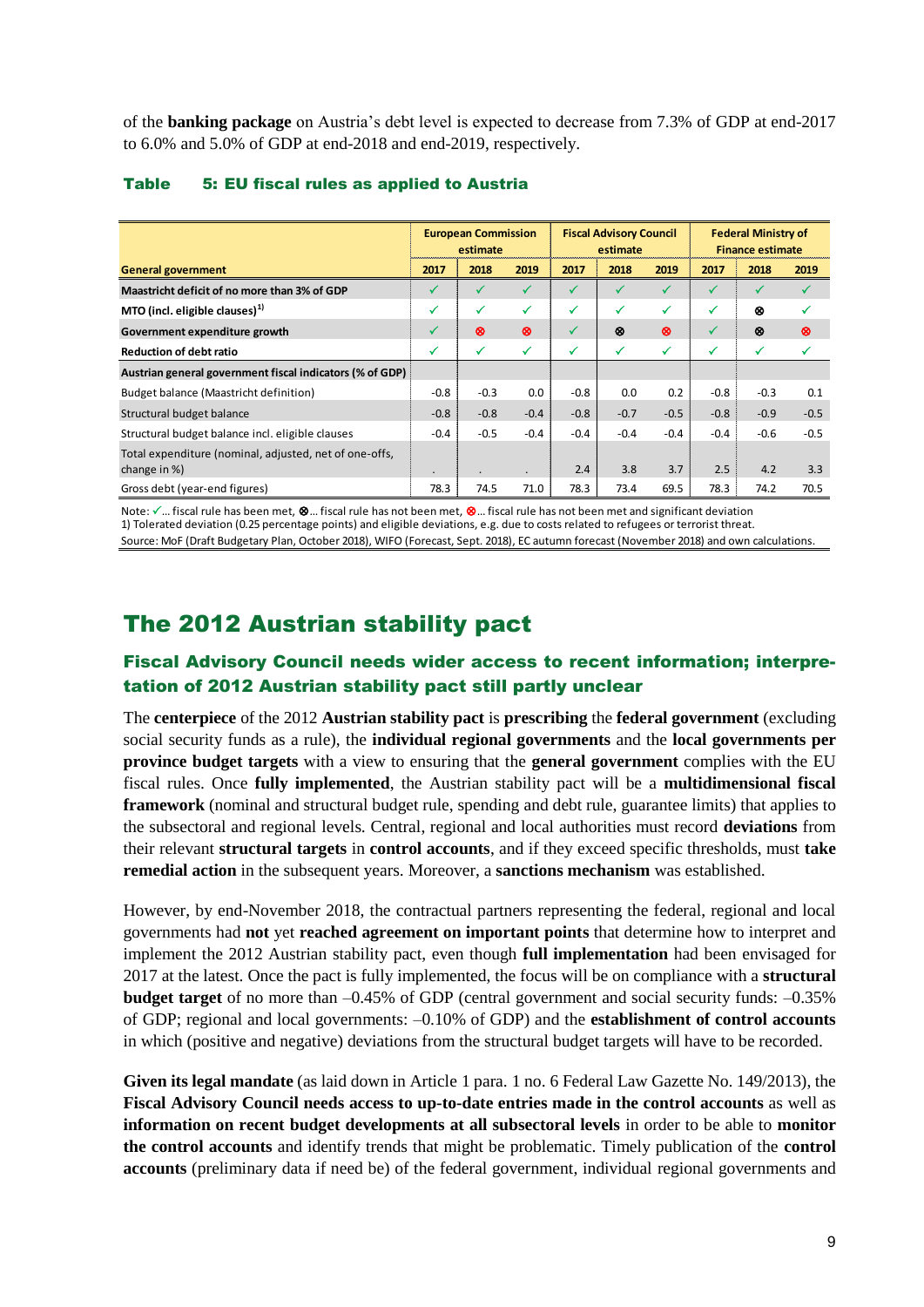of the **banking package** on Austria's debt level is expected to decrease from 7.3% of GDP at end-2017 to 6.0% and 5.0% of GDP at end-2018 and end-2019, respectively.

**Table 5: EU fiscal rules as applied to Austria**

| General government | European Commission estimate | | | Fiscal Advisory Council estimate | | | Federal Ministry of Finance estimate | | |
|---|---|---|---|---|---|---|---|---|---|
| | 2017 | 2018 | 2019 | 2017 | 2018 | 2019 | 2017 | 2018 | 2019 |
| **Maastricht deficit of no more than 3% of GDP** | ✓ | ✓ | ✓ | ✓ | ✓ | ✓ | ✓ | ✓ | ✓ |
| **MTO (incl. eligible clauses)[1]** | ✓ | ✓ | ✓ | ✓ | ✓ | ✓ | ✓ | ⊗ | ✓ |
| **Government expenditure growth** | ✓ | ⊗ | ⊗ | ✓ | ⊗ | ⊗ | ✓ | ⊗ | ⊗ |
| **Reduction of debt ratio** | ✓ | ✓ | ✓ | ✓ | ✓ | ✓ | ✓ | ✓ | ✓ |
| **Austrian general government fiscal indicators (% of GDP)** | | | | | | | | | |
| Budget balance (Maastricht definition) | -0.8 | -0.3 | 0.0 | -0.8 | 0.0 | 0.2 | -0.8 | -0.3 | 0.1 |
| Structural budget balance | -0.8 | -0.8 | -0.4 | -0.8 | -0.7 | -0.5 | -0.8 | -0.9 | -0.5 |
| Structural budget balance incl. eligible clauses | -0.4 | -0.5 | -0.4 | -0.4 | -0.4 | -0.4 | -0.4 | -0.6 | -0.5 |
| Total expenditure (nominal, adjusted, net of one-offs, change in %) | . | . | . | 2.4 | 3.8 | 3.7 | 2.5 | 4.2 | 3.3 |
| Gross debt (year-end figures) | 78.3 | 74.5 | 71.0 | 78.3 | 73.4 | 69.5 | 78.3 | 74.2 | 70.5 |

Note: ✓... fiscal rule has been met, ⊗... fiscal rule has not been met, ⊗... fiscal rule has not been met and significant deviation
1) Tolerated deviation (0.25 percentage points) and eligible deviations, e.g. due to costs related to refugees or terrorist threat.
Source: MoF (Draft Budgetary Plan, October 2018), WIFO (Forecast, Sept. 2018), EC autumn forecast (November 2018) and own calculations.

# The 2012 Austrian stability pact

## Fiscal Advisory Council needs wider access to recent information; interpretation of 2012 Austrian stability pact still partly unclear

The **centerpiece** of the 2012 **Austrian stability pact** is **prescribing** the **federal government** (excluding social security funds as a rule), the **individual regional governments** and the **local governments per province budget targets** with a view to ensuring that the **general government** complies with the EU fiscal rules. Once **fully implemented**, the Austrian stability pact will be a **multidimensional fiscal framework** (nominal and structural budget rule, spending and debt rule, guarantee limits) that applies to the subsectoral and regional levels. Central, regional and local authorities must record **deviations** from their relevant **structural targets** in **control accounts**, and if they exceed specific thresholds, must **take remedial action** in the subsequent years. Moreover, a **sanctions mechanism** was established.

However, by end-November 2018, the contractual partners representing the federal, regional and local governments had **not** yet **reached agreement on important points** that determine how to interpret and implement the 2012 Austrian stability pact, even though **full implementation** had been envisaged for 2017 at the latest. Once the pact is fully implemented, the focus will be on compliance with a **structural budget target** of no more than –0.45% of GDP (central government and social security funds: –0.35% of GDP; regional and local governments: –0.10% of GDP) and the **establishment of control accounts** in which (positive and negative) deviations from the structural budget targets will have to be recorded.

**Given its legal mandate** (as laid down in Article 1 para. 1 no. 6 Federal Law Gazette No. 149/2013), the **Fiscal Advisory Council needs access to up-to-date entries made in the control accounts** as well as **information on recent budget developments at all subsectoral levels** in order to be able to **monitor the control accounts** and identify trends that might be problematic. Timely publication of the **control accounts** (preliminary data if need be) of the federal government, individual regional governments and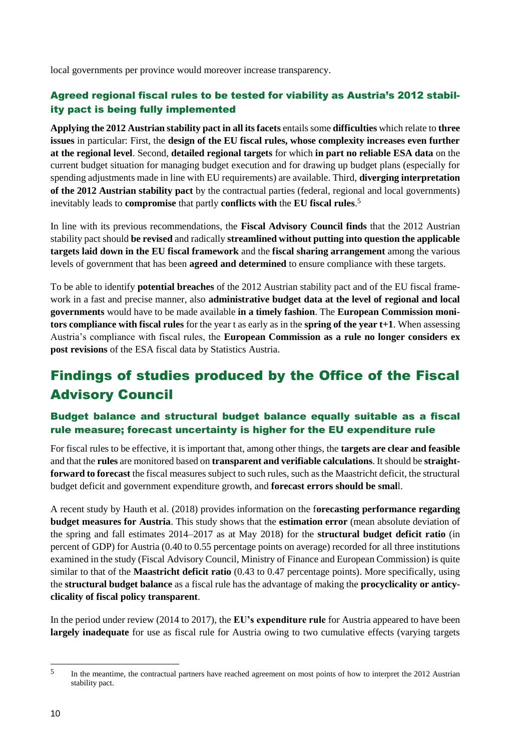local governments per province would moreover increase transparency.

### Agreed regional fiscal rules to be tested for viability as Austria's 2012 stability pact is being fully implemented

**Applying the 2012 Austrian stability pact in all its facets** entails some **difficulties** which relate to **three issues** in particular: First, the **design of the EU fiscal rules, whose complexity increases even further at the regional level**. Second, **detailed regional targets** for which **in part no reliable ESA data** on the current budget situation for managing budget execution and for drawing up budget plans (especially for spending adjustments made in line with EU requirements) are available. Third, **diverging interpretation of the 2012 Austrian stability pact** by the contractual parties (federal, regional and local governments) inevitably leads to **compromise** that partly **conflicts with** the **EU fiscal rules**.[5]

In line with its previous recommendations, the **Fiscal Advisory Council finds** that the 2012 Austrian stability pact should **be revised** and radically **streamlined without putting into question the applicable targets laid down in the EU fiscal framework** and the **fiscal sharing arrangement** among the various levels of government that has been **agreed and determined** to ensure compliance with these targets.

To be able to identify **potential breaches** of the 2012 Austrian stability pact and of the EU fiscal framework in a fast and precise manner, also **administrative budget data at the level of regional and local governments** would have to be made available **in a timely fashion**. The **European Commission monitors compliance with fiscal rules** for the year t as early as in the **spring of the year t+1**. When assessing Austria's compliance with fiscal rules, the **European Commission as a rule no longer considers ex post revisions** of the ESA fiscal data by Statistics Austria.

## Findings of studies produced by the Office of the Fiscal Advisory Council

### Budget balance and structural budget balance equally suitable as a fiscal rule measure; forecast uncertainty is higher for the EU expenditure rule

For fiscal rules to be effective, it is important that, among other things, the **targets are clear and feasible** and that the **rules** are monitored based on **transparent and verifiable calculations**. It should be **straightforward to forecast** the fiscal measures subject to such rules, such as the Maastricht deficit, the structural budget deficit and government expenditure growth, and **forecast errors should be small**.

A recent study by Hauth et al. (2018) provides information on the **forecasting performance regarding budget measures for Austria**. This study shows that the **estimation error** (mean absolute deviation of the spring and fall estimates 2014–2017 as at May 2018) for the **structural budget deficit ratio** (in percent of GDP) for Austria (0.40 to 0.55 percentage points on average) recorded for all three institutions examined in the study (Fiscal Advisory Council, Ministry of Finance and European Commission) is quite similar to that of the **Maastricht deficit ratio** (0.43 to 0.47 percentage points). More specifically, using the **structural budget balance** as a fiscal rule has the advantage of making the **procyclicality or anticyclicality of fiscal policy transparent**.

In the period under review (2014 to 2017), the **EU's expenditure rule** for Austria appeared to have been **largely inadequate** for use as fiscal rule for Austria owing to two cumulative effects (varying targets

[5] In the meantime, the contractual partners have reached agreement on most points of how to interpret the 2012 Austrian stability pact.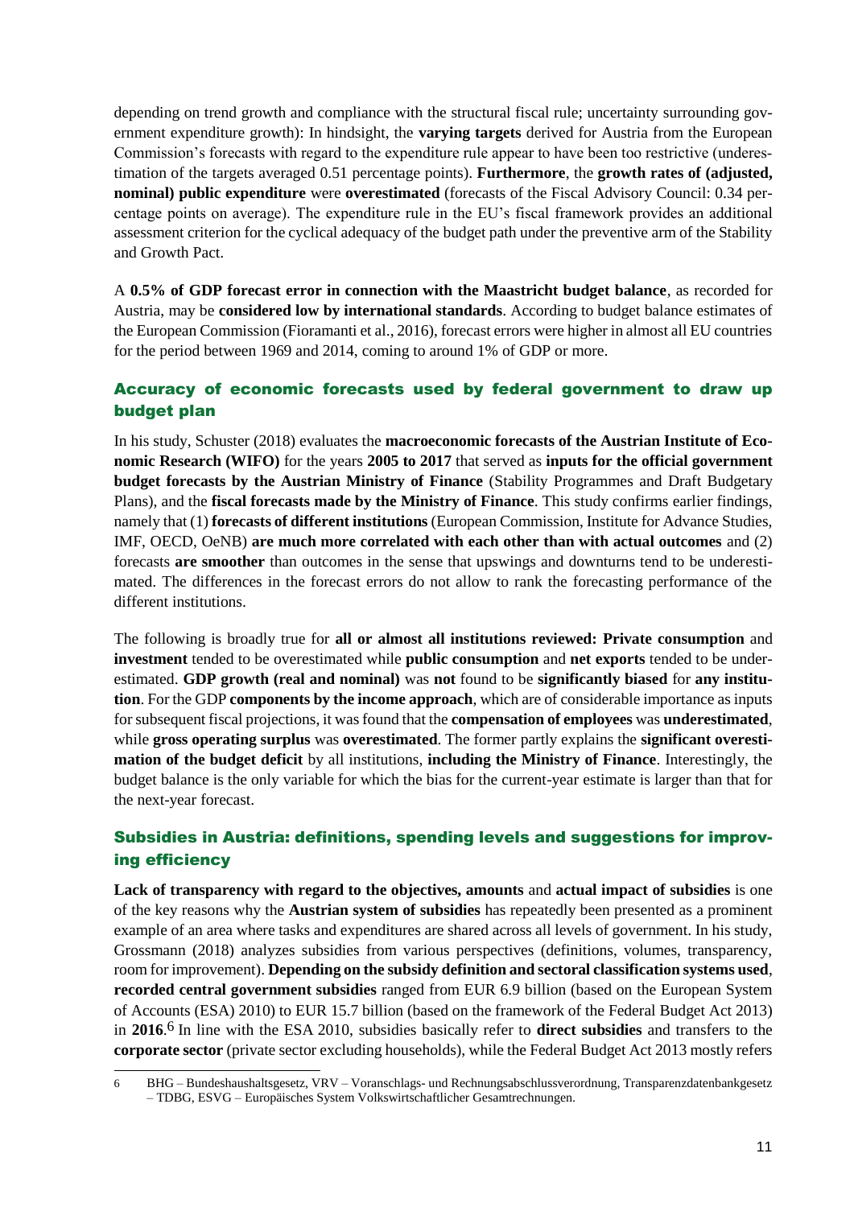depending on trend growth and compliance with the structural fiscal rule; uncertainty surrounding government expenditure growth): In hindsight, the **varying targets** derived for Austria from the European Commission's forecasts with regard to the expenditure rule appear to have been too restrictive (underestimation of the targets averaged 0.51 percentage points). **Furthermore**, the **growth rates of (adjusted, nominal) public expenditure** were **overestimated** (forecasts of the Fiscal Advisory Council: 0.34 percentage points on average). The expenditure rule in the EU's fiscal framework provides an additional assessment criterion for the cyclical adequacy of the budget path under the preventive arm of the Stability and Growth Pact.

A **0.5% of GDP forecast error in connection with the Maastricht budget balance**, as recorded for Austria, may be **considered low by international standards**. According to budget balance estimates of the European Commission (Fioramanti et al., 2016), forecast errors were higher in almost all EU countries for the period between 1969 and 2014, coming to around 1% of GDP or more.

## Accuracy of economic forecasts used by federal government to draw up budget plan

In his study, Schuster (2018) evaluates the **macroeconomic forecasts of the Austrian Institute of Economic Research (WIFO)** for the years **2005 to 2017** that served as **inputs for the official government budget forecasts by the Austrian Ministry of Finance** (Stability Programmes and Draft Budgetary Plans), and the **fiscal forecasts made by the Ministry of Finance**. This study confirms earlier findings, namely that (1) **forecasts of different institutions** (European Commission, Institute for Advance Studies, IMF, OECD, OeNB) **are much more correlated with each other than with actual outcomes** and (2) forecasts **are smoother** than outcomes in the sense that upswings and downturns tend to be underestimated. The differences in the forecast errors do not allow to rank the forecasting performance of the different institutions.

The following is broadly true for **all or almost all institutions reviewed: Private consumption** and **investment** tended to be overestimated while **public consumption** and **net exports** tended to be underestimated. **GDP growth (real and nominal)** was **not** found to be **significantly biased** for **any institution**. For the GDP **components by the income approach**, which are of considerable importance as inputs for subsequent fiscal projections, it was found that the **compensation of employees** was **underestimated**, while **gross operating surplus** was **overestimated**. The former partly explains the **significant overestimation of the budget deficit** by all institutions, **including the Ministry of Finance**. Interestingly, the budget balance is the only variable for which the bias for the current-year estimate is larger than that for the next-year forecast.

## Subsidies in Austria: definitions, spending levels and suggestions for improving efficiency

**Lack of transparency with regard to the objectives, amounts** and **actual impact of subsidies** is one of the key reasons why the **Austrian system of subsidies** has repeatedly been presented as a prominent example of an area where tasks and expenditures are shared across all levels of government. In his study, Grossmann (2018) analyzes subsidies from various perspectives (definitions, volumes, transparency, room for improvement). **Depending on the subsidy definition and sectoral classification systems used**, **recorded central government subsidies** ranged from EUR 6.9 billion (based on the European System of Accounts (ESA) 2010) to EUR 15.7 billion (based on the framework of the Federal Budget Act 2013) in **2016**.[6] In line with the ESA 2010, subsidies basically refer to **direct subsidies** and transfers to the **corporate sector** (private sector excluding households), while the Federal Budget Act 2013 mostly refers

---

6 BHG – Bundeshaushaltsgesetz, VRV – Voranschlags- und Rechnungsabschlussverordnung, Transparenzdatenbankgesetz – TDBG, ESVG – Europäisches System Volkswirtschaftlicher Gesamtrechnungen.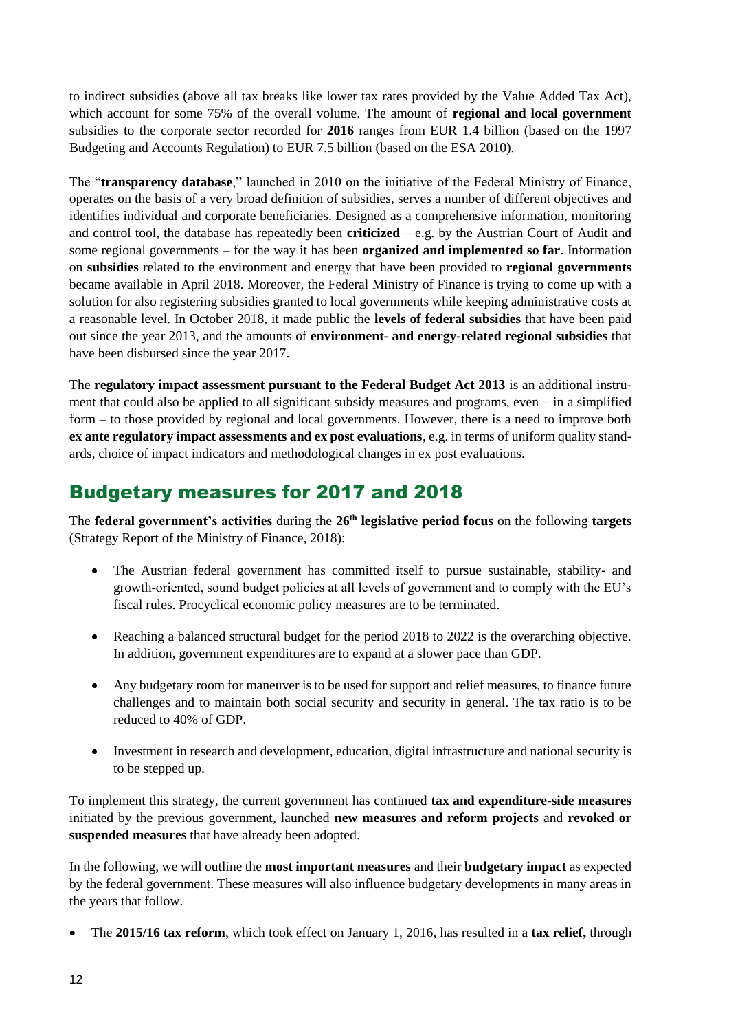to indirect subsidies (above all tax breaks like lower tax rates provided by the Value Added Tax Act), which account for some 75% of the overall volume. The amount of **regional and local government** subsidies to the corporate sector recorded for **2016** ranges from EUR 1.4 billion (based on the 1997 Budgeting and Accounts Regulation) to EUR 7.5 billion (based on the ESA 2010).

The "**transparency database**," launched in 2010 on the initiative of the Federal Ministry of Finance, operates on the basis of a very broad definition of subsidies, serves a number of different objectives and identifies individual and corporate beneficiaries. Designed as a comprehensive information, monitoring and control tool, the database has repeatedly been **criticized** – e.g. by the Austrian Court of Audit and some regional governments – for the way it has been **organized and implemented so far**. Information on **subsidies** related to the environment and energy that have been provided to **regional governments** became available in April 2018. Moreover, the Federal Ministry of Finance is trying to come up with a solution for also registering subsidies granted to local governments while keeping administrative costs at a reasonable level. In October 2018, it made public the **levels of federal subsidies** that have been paid out since the year 2013, and the amounts of **environment- and energy-related regional subsidies** that have been disbursed since the year 2017.

The **regulatory impact assessment pursuant to the Federal Budget Act 2013** is an additional instrument that could also be applied to all significant subsidy measures and programs, even – in a simplified form – to those provided by regional and local governments. However, there is a need to improve both **ex ante regulatory impact assessments and ex post evaluations**, e.g. in terms of uniform quality standards, choice of impact indicators and methodological changes in ex post evaluations.

## Budgetary measures for 2017 and 2018

The **federal government's activities** during the **26th legislative period focus** on the following **targets** (Strategy Report of the Ministry of Finance, 2018):

- The Austrian federal government has committed itself to pursue sustainable, stability- and growth-oriented, sound budget policies at all levels of government and to comply with the EU's fiscal rules. Procyclical economic policy measures are to be terminated.
- Reaching a balanced structural budget for the period 2018 to 2022 is the overarching objective. In addition, government expenditures are to expand at a slower pace than GDP.
- Any budgetary room for maneuver is to be used for support and relief measures, to finance future challenges and to maintain both social security and security in general. The tax ratio is to be reduced to 40% of GDP.
- Investment in research and development, education, digital infrastructure and national security is to be stepped up.

To implement this strategy, the current government has continued **tax and expenditure-side measures** initiated by the previous government, launched **new measures and reform projects** and **revoked or suspended measures** that have already been adopted.

In the following, we will outline the **most important measures** and their **budgetary impact** as expected by the federal government. These measures will also influence budgetary developments in many areas in the years that follow.

- The **2015/16 tax reform**, which took effect on January 1, 2016, has resulted in a **tax relief,** through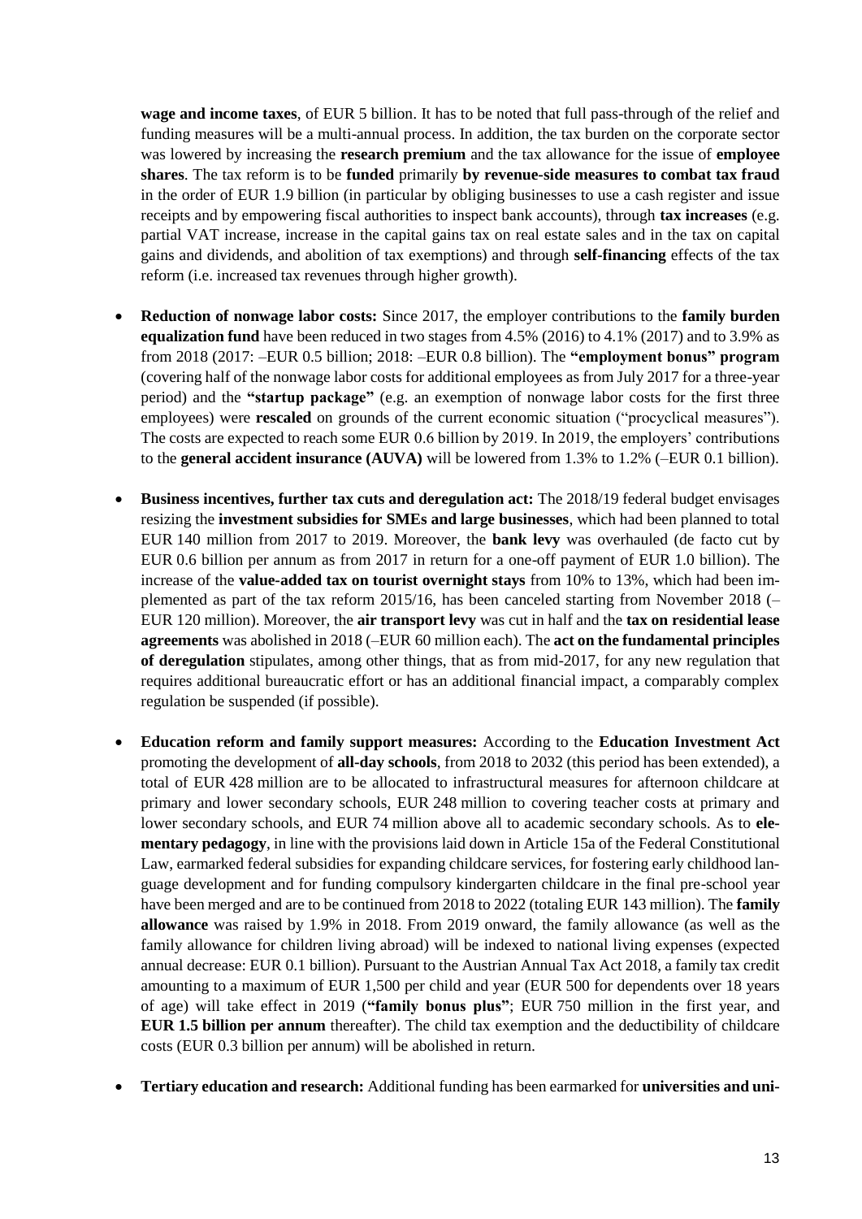**wage and income taxes**, of EUR 5 billion. It has to be noted that full pass-through of the relief and funding measures will be a multi-annual process. In addition, the tax burden on the corporate sector was lowered by increasing the **research premium** and the tax allowance for the issue of **employee shares**. The tax reform is to be **funded** primarily **by revenue-side measures to combat tax fraud** in the order of EUR 1.9 billion (in particular by obliging businesses to use a cash register and issue receipts and by empowering fiscal authorities to inspect bank accounts), through **tax increases** (e.g. partial VAT increase, increase in the capital gains tax on real estate sales and in the tax on capital gains and dividends, and abolition of tax exemptions) and through **self-financing** effects of the tax reform (i.e. increased tax revenues through higher growth).

- **Reduction of nonwage labor costs:** Since 2017, the employer contributions to the **family burden equalization fund** have been reduced in two stages from 4.5% (2016) to 4.1% (2017) and to 3.9% as from 2018 (2017: –EUR 0.5 billion; 2018: –EUR 0.8 billion). The **"employment bonus" program** (covering half of the nonwage labor costs for additional employees as from July 2017 for a three-year period) and the **"startup package"** (e.g. an exemption of nonwage labor costs for the first three employees) were **rescaled** on grounds of the current economic situation ("procyclical measures"). The costs are expected to reach some EUR 0.6 billion by 2019. In 2019, the employers' contributions to the **general accident insurance (AUVA)** will be lowered from 1.3% to 1.2% (–EUR 0.1 billion).

- **Business incentives, further tax cuts and deregulation act:** The 2018/19 federal budget envisages resizing the **investment subsidies for SMEs and large businesses**, which had been planned to total EUR 140 million from 2017 to 2019. Moreover, the **bank levy** was overhauled (de facto cut by EUR 0.6 billion per annum as from 2017 in return for a one-off payment of EUR 1.0 billion). The increase of the **value-added tax on tourist overnight stays** from 10% to 13%, which had been implemented as part of the tax reform 2015/16, has been canceled starting from November 2018 (–EUR 120 million). Moreover, the **air transport levy** was cut in half and the **tax on residential lease agreements** was abolished in 2018 (–EUR 60 million each). The **act on the fundamental principles of deregulation** stipulates, among other things, that as from mid-2017, for any new regulation that requires additional bureaucratic effort or has an additional financial impact, a comparably complex regulation be suspended (if possible).

- **Education reform and family support measures:** According to the **Education Investment Act** promoting the development of **all-day schools**, from 2018 to 2032 (this period has been extended), a total of EUR 428 million are to be allocated to infrastructural measures for afternoon childcare at primary and lower secondary schools, EUR 248 million to covering teacher costs at primary and lower secondary schools, and EUR 74 million above all to academic secondary schools. As to **elementary pedagogy**, in line with the provisions laid down in Article 15a of the Federal Constitutional Law, earmarked federal subsidies for expanding childcare services, for fostering early childhood language development and for funding compulsory kindergarten childcare in the final pre-school year have been merged and are to be continued from 2018 to 2022 (totaling EUR 143 million). The **family allowance** was raised by 1.9% in 2018. From 2019 onward, the family allowance (as well as the family allowance for children living abroad) will be indexed to national living expenses (expected annual decrease: EUR 0.1 billion). Pursuant to the Austrian Annual Tax Act 2018, a family tax credit amounting to a maximum of EUR 1,500 per child and year (EUR 500 for dependents over 18 years of age) will take effect in 2019 (**"family bonus plus"**; EUR 750 million in the first year, and **EUR 1.5 billion per annum** thereafter). The child tax exemption and the deductibility of childcare costs (EUR 0.3 billion per annum) will be abolished in return.

- **Tertiary education and research:** Additional funding has been earmarked for **universities and uni-**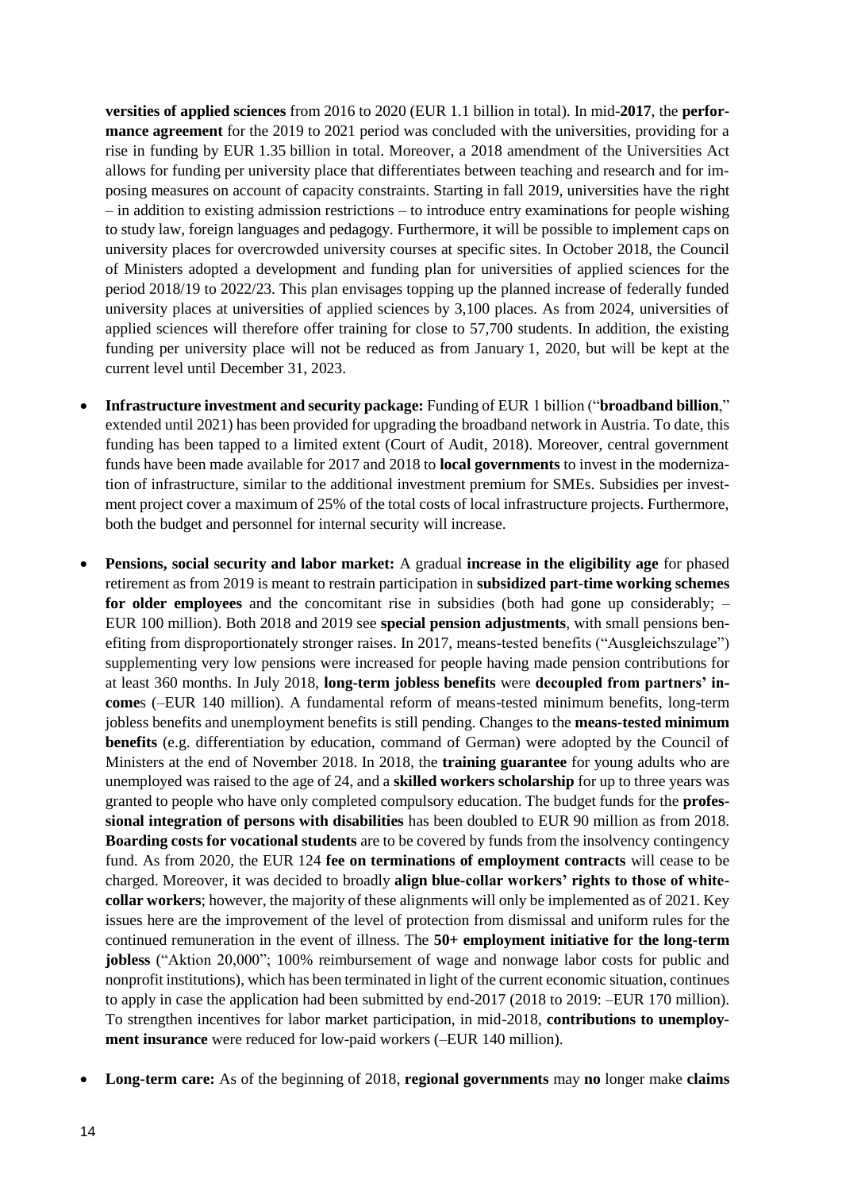**versities of applied sciences** from 2016 to 2020 (EUR 1.1 billion in total). In mid-**2017**, the **performance agreement** for the 2019 to 2021 period was concluded with the universities, providing for a rise in funding by EUR 1.35 billion in total. Moreover, a 2018 amendment of the Universities Act allows for funding per university place that differentiates between teaching and research and for imposing measures on account of capacity constraints. Starting in fall 2019, universities have the right – in addition to existing admission restrictions – to introduce entry examinations for people wishing to study law, foreign languages and pedagogy. Furthermore, it will be possible to implement caps on university places for overcrowded university courses at specific sites. In October 2018, the Council of Ministers adopted a development and funding plan for universities of applied sciences for the period 2018/19 to 2022/23. This plan envisages topping up the planned increase of federally funded university places at universities of applied sciences by 3,100 places. As from 2024, universities of applied sciences will therefore offer training for close to 57,700 students. In addition, the existing funding per university place will not be reduced as from January 1, 2020, but will be kept at the current level until December 31, 2023.

- **Infrastructure investment and security package:** Funding of EUR 1 billion ("**broadband billion**," extended until 2021) has been provided for upgrading the broadband network in Austria. To date, this funding has been tapped to a limited extent (Court of Audit, 2018). Moreover, central government funds have been made available for 2017 and 2018 to **local governments** to invest in the modernization of infrastructure, similar to the additional investment premium for SMEs. Subsidies per investment project cover a maximum of 25% of the total costs of local infrastructure projects. Furthermore, both the budget and personnel for internal security will increase.

- **Pensions, social security and labor market:** A gradual **increase in the eligibility age** for phased retirement as from 2019 is meant to restrain participation in **subsidized part-time working schemes for older employees** and the concomitant rise in subsidies (both had gone up considerably; –EUR 100 million). Both 2018 and 2019 see **special pension adjustments**, with small pensions benefiting from disproportionately stronger raises. In 2017, means-tested benefits ("Ausgleichszulage") supplementing very low pensions were increased for people having made pension contributions for at least 360 months. In July 2018, **long-term jobless benefits** were **decoupled from partners' incomes** (–EUR 140 million). A fundamental reform of means-tested minimum benefits, long-term jobless benefits and unemployment benefits is still pending. Changes to the **means-tested minimum benefits** (e.g. differentiation by education, command of German) were adopted by the Council of Ministers at the end of November 2018. In 2018, the **training guarantee** for young adults who are unemployed was raised to the age of 24, and a **skilled workers scholarship** for up to three years was granted to people who have only completed compulsory education. The budget funds for the **professional integration of persons with disabilities** has been doubled to EUR 90 million as from 2018. **Boarding costs for vocational students** are to be covered by funds from the insolvency contingency fund. As from 2020, the EUR 124 **fee on terminations of employment contracts** will cease to be charged. Moreover, it was decided to broadly **align blue-collar workers' rights to those of white-collar workers**; however, the majority of these alignments will only be implemented as of 2021. Key issues here are the improvement of the level of protection from dismissal and uniform rules for the continued remuneration in the event of illness. The **50+ employment initiative for the long-term jobless** ("Aktion 20,000"; 100% reimbursement of wage and nonwage labor costs for public and nonprofit institutions), which has been terminated in light of the current economic situation, continues to apply in case the application had been submitted by end-2017 (2018 to 2019: –EUR 170 million). To strengthen incentives for labor market participation, in mid-2018, **contributions to unemployment insurance** were reduced for low-paid workers (–EUR 140 million).

- **Long-term care:** As of the beginning of 2018, **regional governments** may **no** longer make **claims**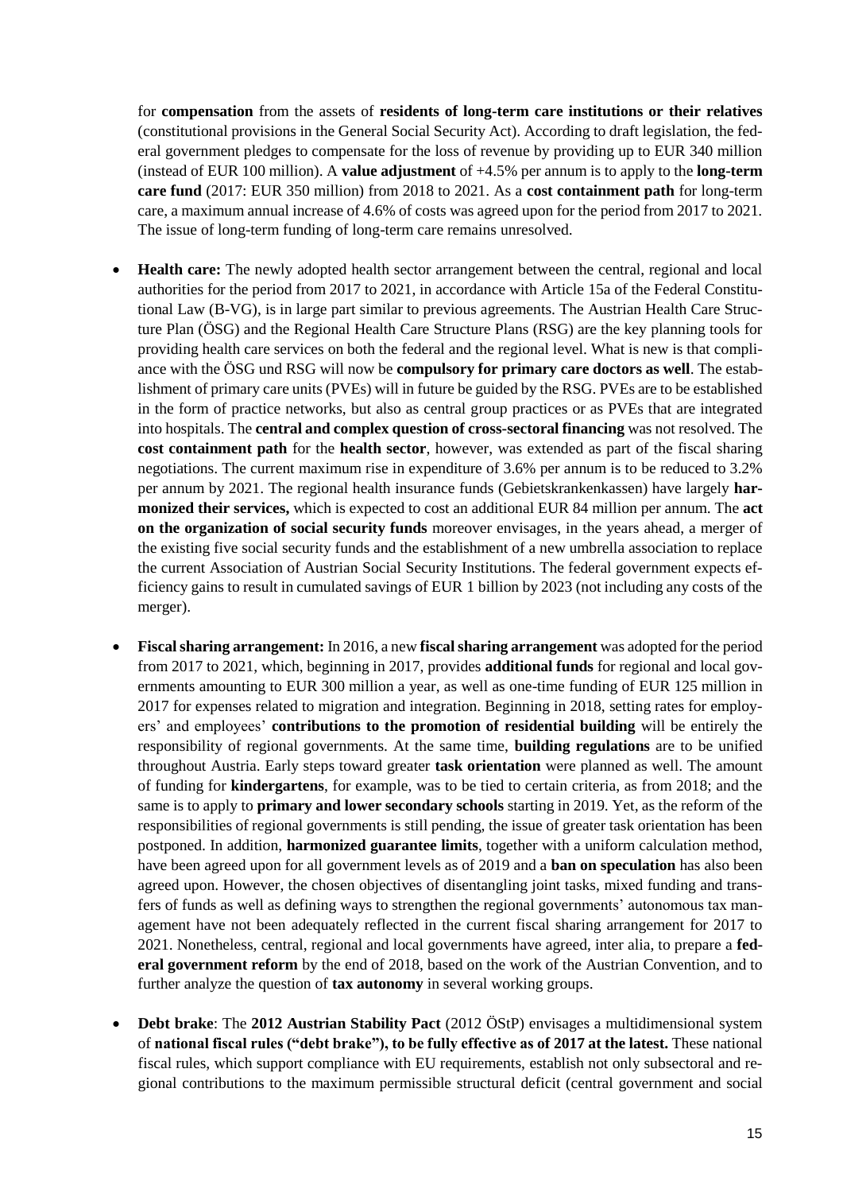for **compensation** from the assets of **residents of long-term care institutions or their relatives** (constitutional provisions in the General Social Security Act). According to draft legislation, the federal government pledges to compensate for the loss of revenue by providing up to EUR 340 million (instead of EUR 100 million). A **value adjustment** of +4.5% per annum is to apply to the **long-term care fund** (2017: EUR 350 million) from 2018 to 2021. As a **cost containment path** for long-term care, a maximum annual increase of 4.6% of costs was agreed upon for the period from 2017 to 2021. The issue of long-term funding of long-term care remains unresolved.

- **Health care:** The newly adopted health sector arrangement between the central, regional and local authorities for the period from 2017 to 2021, in accordance with Article 15a of the Federal Constitutional Law (B-VG), is in large part similar to previous agreements. The Austrian Health Care Structure Plan (ÖSG) and the Regional Health Care Structure Plans (RSG) are the key planning tools for providing health care services on both the federal and the regional level. What is new is that compliance with the ÖSG und RSG will now be **compulsory for primary care doctors as well**. The establishment of primary care units (PVEs) will in future be guided by the RSG. PVEs are to be established in the form of practice networks, but also as central group practices or as PVEs that are integrated into hospitals. The **central and complex question of cross-sectoral financing** was not resolved. The **cost containment path** for the **health sector**, however, was extended as part of the fiscal sharing negotiations. The current maximum rise in expenditure of 3.6% per annum is to be reduced to 3.2% per annum by 2021. The regional health insurance funds (Gebietskrankenkassen) have largely **harmonized their services,** which is expected to cost an additional EUR 84 million per annum. The **act on the organization of social security funds** moreover envisages, in the years ahead, a merger of the existing five social security funds and the establishment of a new umbrella association to replace the current Association of Austrian Social Security Institutions. The federal government expects efficiency gains to result in cumulated savings of EUR 1 billion by 2023 (not including any costs of the merger).

- **Fiscal sharing arrangement:** In 2016, a new **fiscal sharing arrangement** was adopted for the period from 2017 to 2021, which, beginning in 2017, provides **additional funds** for regional and local governments amounting to EUR 300 million a year, as well as one-time funding of EUR 125 million in 2017 for expenses related to migration and integration. Beginning in 2018, setting rates for employers' and employees' **contributions to the promotion of residential building** will be entirely the responsibility of regional governments. At the same time, **building regulations** are to be unified throughout Austria. Early steps toward greater **task orientation** were planned as well. The amount of funding for **kindergartens**, for example, was to be tied to certain criteria, as from 2018; and the same is to apply to **primary and lower secondary schools** starting in 2019. Yet, as the reform of the responsibilities of regional governments is still pending, the issue of greater task orientation has been postponed. In addition, **harmonized guarantee limits**, together with a uniform calculation method, have been agreed upon for all government levels as of 2019 and a **ban on speculation** has also been agreed upon. However, the chosen objectives of disentangling joint tasks, mixed funding and transfers of funds as well as defining ways to strengthen the regional governments' autonomous tax management have not been adequately reflected in the current fiscal sharing arrangement for 2017 to 2021. Nonetheless, central, regional and local governments have agreed, inter alia, to prepare a **federal government reform** by the end of 2018, based on the work of the Austrian Convention, and to further analyze the question of **tax autonomy** in several working groups.

- **Debt brake**: The **2012 Austrian Stability Pact** (2012 ÖStP) envisages a multidimensional system of **national fiscal rules ("debt brake"), to be fully effective as of 2017 at the latest.** These national fiscal rules, which support compliance with EU requirements, establish not only subsectoral and regional contributions to the maximum permissible structural deficit (central government and social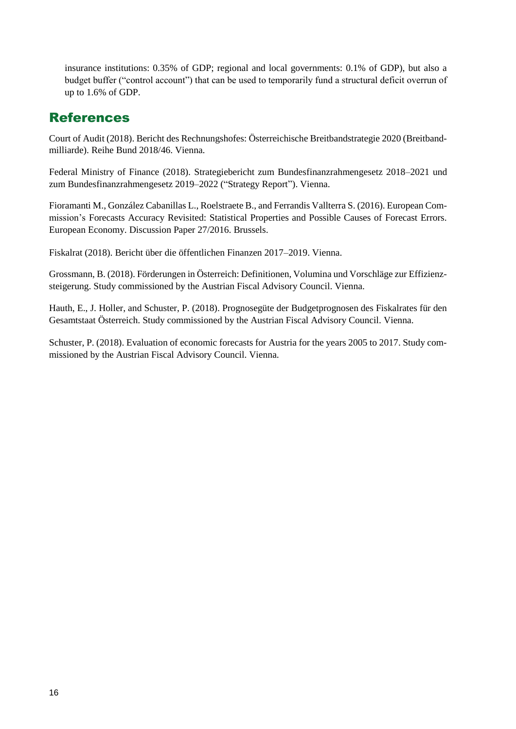insurance institutions: 0.35% of GDP; regional and local governments: 0.1% of GDP), but also a budget buffer ("control account") that can be used to temporarily fund a structural deficit overrun of up to 1.6% of GDP.

## References

Court of Audit (2018). Bericht des Rechnungshofes: Österreichische Breitbandstrategie 2020 (Breitbandmilliarde). Reihe Bund 2018/46. Vienna.

Federal Ministry of Finance (2018). Strategiebericht zum Bundesfinanzrahmengesetz 2018–2021 und zum Bundesfinanzrahmengesetz 2019–2022 ("Strategy Report"). Vienna.

Fioramanti M., González Cabanillas L., Roelstraete B., and Ferrandis Vallterra S. (2016). European Commission's Forecasts Accuracy Revisited: Statistical Properties and Possible Causes of Forecast Errors. European Economy. Discussion Paper 27/2016. Brussels.

Fiskalrat (2018). Bericht über die öffentlichen Finanzen 2017–2019. Vienna.

Grossmann, B. (2018). Förderungen in Österreich: Definitionen, Volumina und Vorschläge zur Effizienzsteigerung. Study commissioned by the Austrian Fiscal Advisory Council. Vienna.

Hauth, E., J. Holler, and Schuster, P. (2018). Prognosegüte der Budgetprognosen des Fiskalrates für den Gesamtstaat Österreich. Study commissioned by the Austrian Fiscal Advisory Council. Vienna.

Schuster, P. (2018). Evaluation of economic forecasts for Austria for the years 2005 to 2017. Study commissioned by the Austrian Fiscal Advisory Council. Vienna.